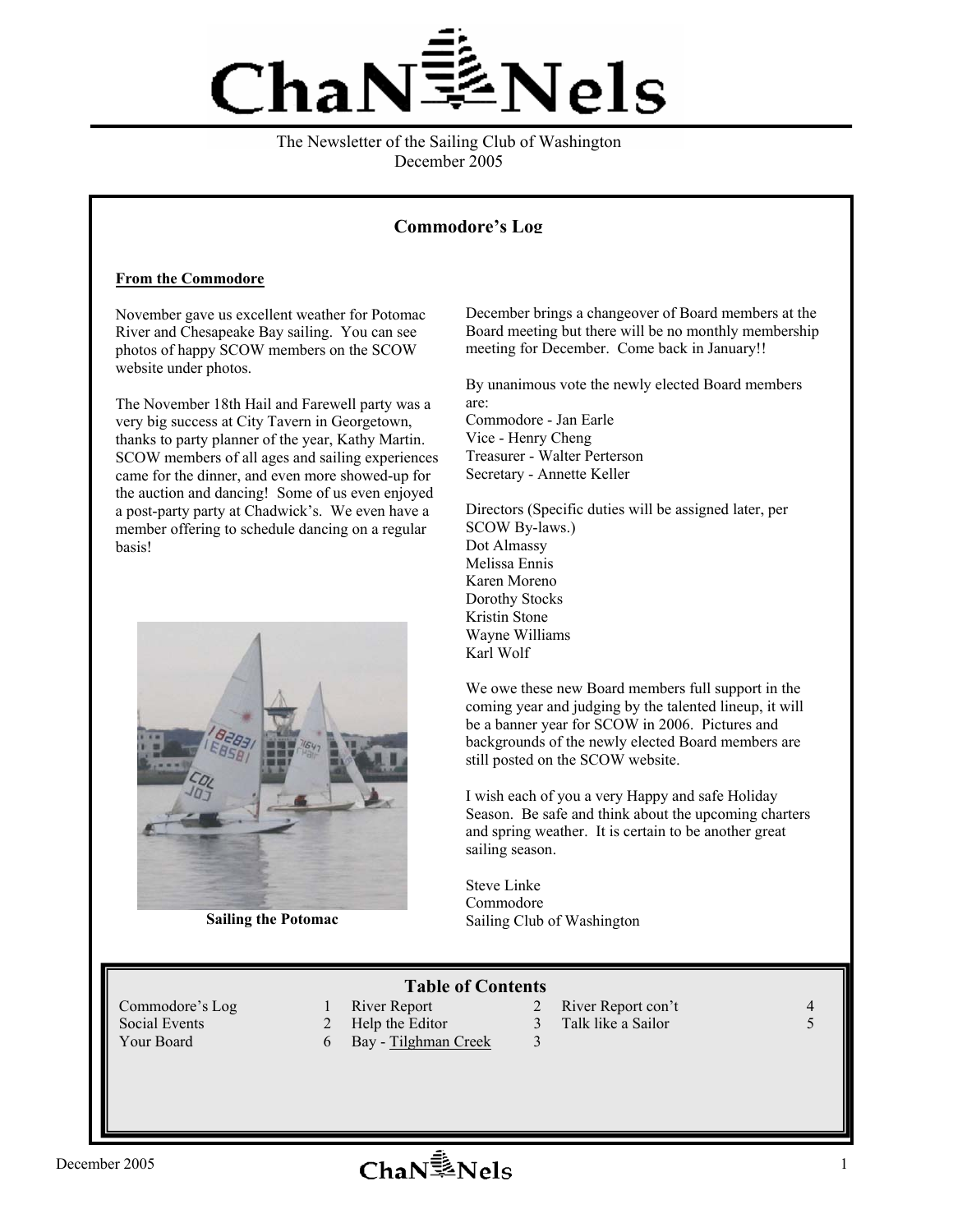# ChaNNels

The Newsletter of the Sailing Club of Washington
December 2005

## Commodore's Log

**From the Commodore**

November gave us excellent weather for Potomac River and Chesapeake Bay sailing. You can see photos of happy SCOW members on the SCOW website under photos.

The November 18th Hail and Farewell party was a very big success at City Tavern in Georgetown, thanks to party planner of the year, Kathy Martin. SCOW members of all ages and sailing experiences came for the dinner, and even more showed-up for the auction and dancing! Some of us even enjoyed a post-party party at Chadwick's. We even have a member offering to schedule dancing on a regular basis!

**Sailing the Potomac**

December brings a changeover of Board members at the Board meeting but there will be no monthly membership meeting for December. Come back in January!!

By unanimous vote the newly elected Board members are:
Commodore - Jan Earle
Vice - Henry Cheng
Treasurer - Walter Perterson
Secretary - Annette Keller

Directors (Specific duties will be assigned later, per SCOW By-laws.)
Dot Almassy
Melissa Ennis
Karen Moreno
Dorothy Stocks
Kristin Stone
Wayne Williams
Karl Wolf

We owe these new Board members full support in the coming year and judging by the talented lineup, it will be a banner year for SCOW in 2006. Pictures and backgrounds of the newly elected Board members are still posted on the SCOW website.

I wish each of you a very Happy and safe Holiday Season. Be safe and think about the upcoming charters and spring weather. It is certain to be another great sailing season.

Steve Linke
Commodore
Sailing Club of Washington

## Table of Contents

| | | | | | |
|---|---|---|---|---|---|
| Commodore's Log | 1 | River Report | 2 | River Report con't | 4 |
| Social Events | 2 | Help the Editor | 3 | Talk like a Sailor | 5 |
| Your Board | 6 | Bay - Tilghman Creek | 3 | | |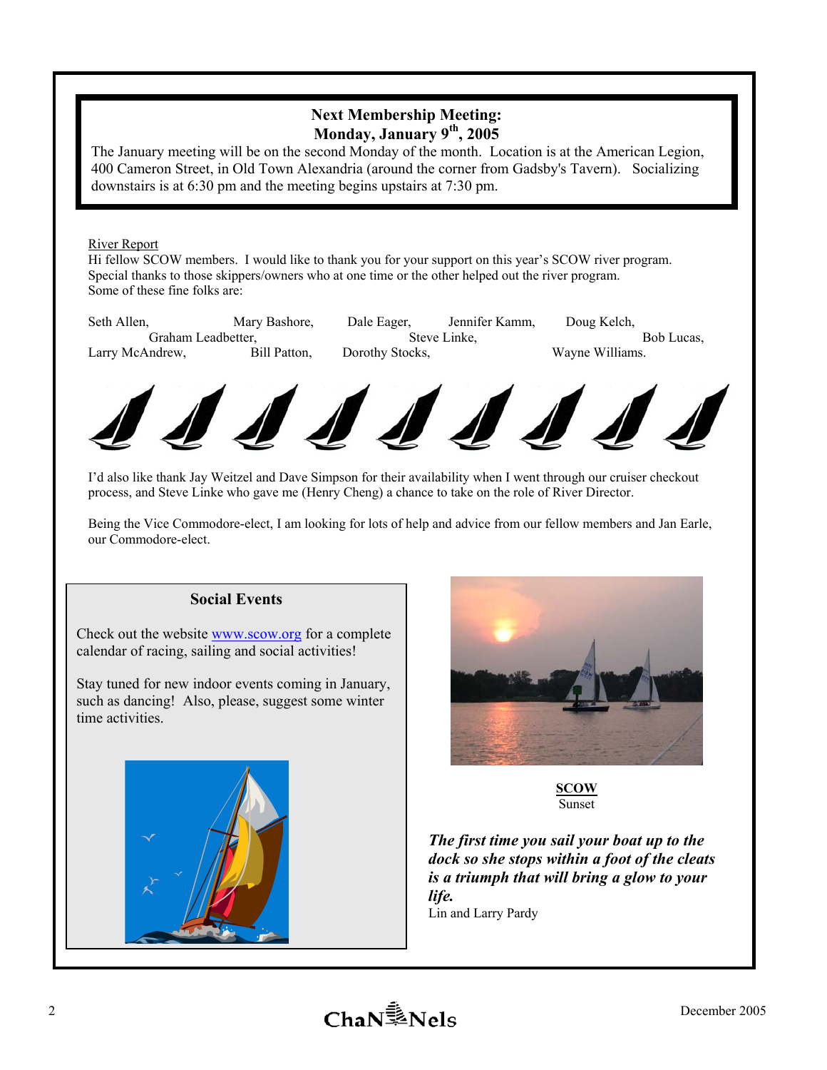## Next Membership Meeting:
## Monday, January 9th, 2005

The January meeting will be on the second Monday of the month. Location is at the American Legion, 400 Cameron Street, in Old Town Alexandria (around the corner from Gadsby's Tavern). Socializing downstairs is at 6:30 pm and the meeting begins upstairs at 7:30 pm.

River Report

Hi fellow SCOW members. I would like to thank you for your support on this year's SCOW river program. Special thanks to those skippers/owners who at one time or the other helped out the river program. Some of these fine folks are:

Seth Allen, Mary Bashore, Dale Eager, Jennifer Kamm, Doug Kelch, Graham Leadbetter, Steve Linke, Bob Lucas, Larry McAndrew, Bill Patton, Dorothy Stocks, Wayne Williams.

I'd also like thank Jay Weitzel and Dave Simpson for their availability when I went through our cruiser checkout process, and Steve Linke who gave me (Henry Cheng) a chance to take on the role of River Director.

Being the Vice Commodore-elect, I am looking for lots of help and advice from our fellow members and Jan Earle, our Commodore-elect.

### Social Events

Check out the website www.scow.org for a complete calendar of racing, sailing and social activities!

Stay tuned for new indoor events coming in January, such as dancing! Also, please, suggest some winter time activities.

**SCOW**
Sunset

***The first time you sail your boat up to the dock so she stops within a foot of the cleats is a triumph that will bring a glow to your life.***
Lin and Larry Pardy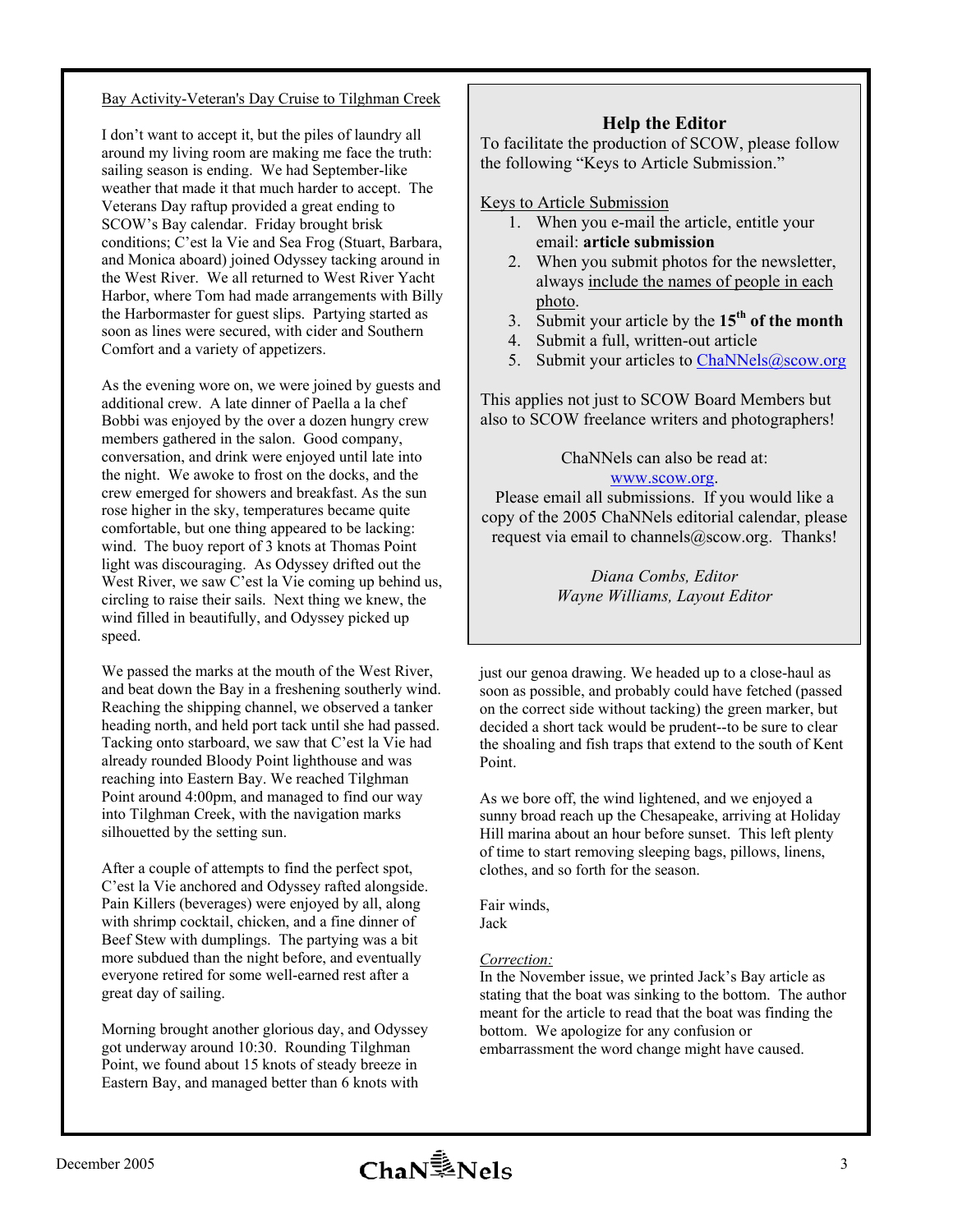## Bay Activity-Veteran's Day Cruise to Tilghman Creek

I don't want to accept it, but the piles of laundry all around my living room are making me face the truth: sailing season is ending. We had September-like weather that made it that much harder to accept. The Veterans Day raftup provided a great ending to SCOW's Bay calendar. Friday brought brisk conditions; C'est la Vie and Sea Frog (Stuart, Barbara, and Monica aboard) joined Odyssey tacking around in the West River. We all returned to West River Yacht Harbor, where Tom had made arrangements with Billy the Harbormaster for guest slips. Partying started as soon as lines were secured, with cider and Southern Comfort and a variety of appetizers.

As the evening wore on, we were joined by guests and additional crew. A late dinner of Paella a la chef Bobbi was enjoyed by the over a dozen hungry crew members gathered in the salon. Good company, conversation, and drink were enjoyed until late into the night. We awoke to frost on the docks, and the crew emerged for showers and breakfast. As the sun rose higher in the sky, temperatures became quite comfortable, but one thing appeared to be lacking: wind. The buoy report of 3 knots at Thomas Point light was discouraging. As Odyssey drifted out the West River, we saw C'est la Vie coming up behind us, circling to raise their sails. Next thing we knew, the wind filled in beautifully, and Odyssey picked up speed.

We passed the marks at the mouth of the West River, and beat down the Bay in a freshening southerly wind. Reaching the shipping channel, we observed a tanker heading north, and held port tack until she had passed. Tacking onto starboard, we saw that C'est la Vie had already rounded Bloody Point lighthouse and was reaching into Eastern Bay. We reached Tilghman Point around 4:00pm, and managed to find our way into Tilghman Creek, with the navigation marks silhouetted by the setting sun.

After a couple of attempts to find the perfect spot, C'est la Vie anchored and Odyssey rafted alongside. Pain Killers (beverages) were enjoyed by all, along with shrimp cocktail, chicken, and a fine dinner of Beef Stew with dumplings. The partying was a bit more subdued than the night before, and eventually everyone retired for some well-earned rest after a great day of sailing.

Morning brought another glorious day, and Odyssey got underway around 10:30. Rounding Tilghman Point, we found about 15 knots of steady breeze in Eastern Bay, and managed better than 6 knots with just our genoa drawing. We headed up to a close-haul as soon as possible, and probably could have fetched (passed on the correct side without tacking) the green marker, but decided a short tack would be prudent--to be sure to clear the shoaling and fish traps that extend to the south of Kent Point.

As we bore off, the wind lightened, and we enjoyed a sunny broad reach up the Chesapeake, arriving at Holiday Hill marina about an hour before sunset. This left plenty of time to start removing sleeping bags, pillows, linens, clothes, and so forth for the season.

Fair winds,
Jack

*Correction:*
In the November issue, we printed Jack's Bay article as stating that the boat was sinking to the bottom. The author meant for the article to read that the boat was finding the bottom. We apologize for any confusion or embarrassment the word change might have caused.

---

## Help the Editor

To facilitate the production of SCOW, please follow the following "Keys to Article Submission."

Keys to Article Submission

1. When you e-mail the article, entitle your email: **article submission**
2. When you submit photos for the newsletter, always include the names of people in each photo.
3. Submit your article by the **15th of the month**
4. Submit a full, written-out article
5. Submit your articles to ChaNNels@scow.org

This applies not just to SCOW Board Members but also to SCOW freelance writers and photographers!

ChaNNels can also be read at: www.scow.org.
Please email all submissions. If you would like a copy of the 2005 ChaNNels editorial calendar, please request via email to channels@scow.org. Thanks!

*Diana Combs, Editor*
*Wayne Williams, Layout Editor*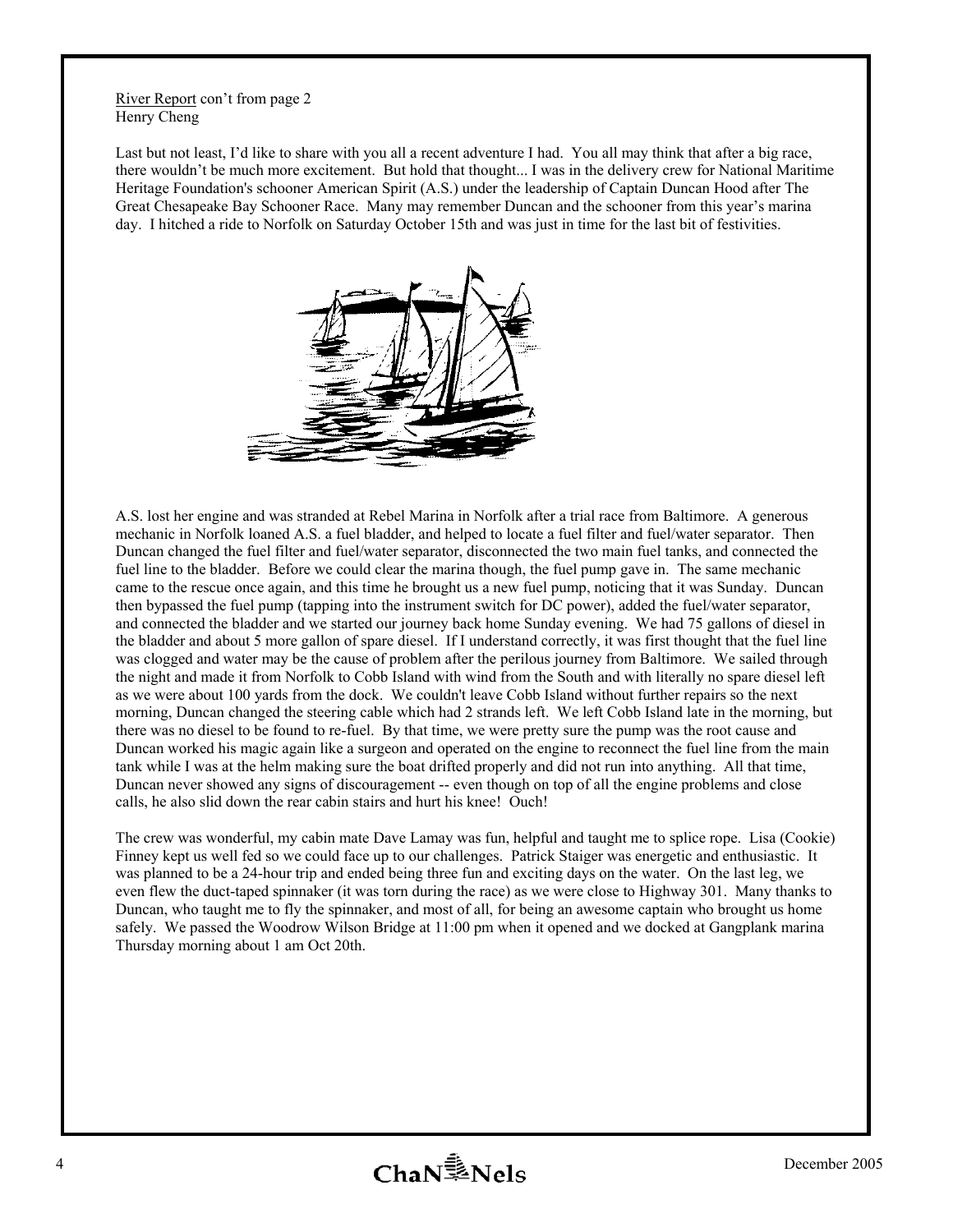River Report con't from page 2
Henry Cheng

Last but not least, I'd like to share with you all a recent adventure I had. You all may think that after a big race, there wouldn't be much more excitement. But hold that thought... I was in the delivery crew for National Maritime Heritage Foundation's schooner American Spirit (A.S.) under the leadership of Captain Duncan Hood after The Great Chesapeake Bay Schooner Race. Many may remember Duncan and the schooner from this year's marina day. I hitched a ride to Norfolk on Saturday October 15th and was just in time for the last bit of festivities.

A.S. lost her engine and was stranded at Rebel Marina in Norfolk after a trial race from Baltimore. A generous mechanic in Norfolk loaned A.S. a fuel bladder, and helped to locate a fuel filter and fuel/water separator. Then Duncan changed the fuel filter and fuel/water separator, disconnected the two main fuel tanks, and connected the fuel line to the bladder. Before we could clear the marina though, the fuel pump gave in. The same mechanic came to the rescue once again, and this time he brought us a new fuel pump, noticing that it was Sunday. Duncan then bypassed the fuel pump (tapping into the instrument switch for DC power), added the fuel/water separator, and connected the bladder and we started our journey back home Sunday evening. We had 75 gallons of diesel in the bladder and about 5 more gallon of spare diesel. If I understand correctly, it was first thought that the fuel line was clogged and water may be the cause of problem after the perilous journey from Baltimore. We sailed through the night and made it from Norfolk to Cobb Island with wind from the South and with literally no spare diesel left as we were about 100 yards from the dock. We couldn't leave Cobb Island without further repairs so the next morning, Duncan changed the steering cable which had 2 strands left. We left Cobb Island late in the morning, but there was no diesel to be found to re-fuel. By that time, we were pretty sure the pump was the root cause and Duncan worked his magic again like a surgeon and operated on the engine to reconnect the fuel line from the main tank while I was at the helm making sure the boat drifted properly and did not run into anything. All that time, Duncan never showed any signs of discouragement -- even though on top of all the engine problems and close calls, he also slid down the rear cabin stairs and hurt his knee! Ouch!

The crew was wonderful, my cabin mate Dave Lamay was fun, helpful and taught me to splice rope. Lisa (Cookie) Finney kept us well fed so we could face up to our challenges. Patrick Staiger was energetic and enthusiastic. It was planned to be a 24-hour trip and ended being three fun and exciting days on the water. On the last leg, we even flew the duct-taped spinnaker (it was torn during the race) as we were close to Highway 301. Many thanks to Duncan, who taught me to fly the spinnaker, and most of all, for being an awesome captain who brought us home safely. We passed the Woodrow Wilson Bridge at 11:00 pm when it opened and we docked at Gangplank marina Thursday morning about 1 am Oct 20th.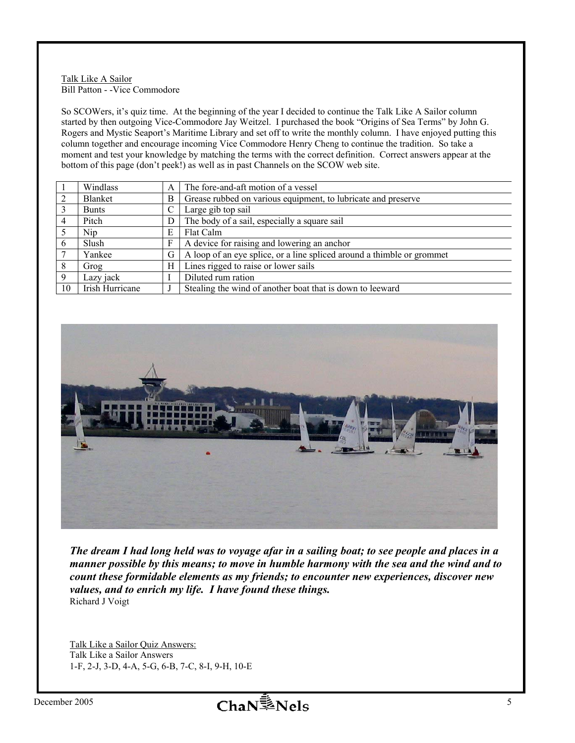Talk Like A Sailor
Bill Patton - -Vice Commodore

So SCOWers, it's quiz time. At the beginning of the year I decided to continue the Talk Like A Sailor column started by then outgoing Vice-Commodore Jay Weitzel. I purchased the book "Origins of Sea Terms" by John G. Rogers and Mystic Seaport's Maritime Library and set off to write the monthly column. I have enjoyed putting this column together and encourage incoming Vice Commodore Henry Cheng to continue the tradition. So take a moment and test your knowledge by matching the terms with the correct definition. Correct answers appear at the bottom of this page (don't peek!) as well as in past Channels on the SCOW web site.

| | | | |
|---|---|---|---|
| 1 | Windlass | A | The fore-and-aft motion of a vessel |
| 2 | Blanket | B | Grease rubbed on various equipment, to lubricate and preserve |
| 3 | Bunts | C | Large gib top sail |
| 4 | Pitch | D | The body of a sail, especially a square sail |
| 5 | Nip | E | Flat Calm |
| 6 | Slush | F | A device for raising and lowering an anchor |
| 7 | Yankee | G | A loop of an eye splice, or a line spliced around a thimble or grommet |
| 8 | Grog | H | Lines rigged to raise or lower sails |
| 9 | Lazy jack | I | Diluted rum ration |
| 10 | Irish Hurricane | J | Stealing the wind of another boat that is down to leeward |

***The dream I had long held was to voyage afar in a sailing boat; to see people and places in a manner possible by this means; to move in humble harmony with the sea and the wind and to count these formidable elements as my friends; to encounter new experiences, discover new values, and to enrich my life. I have found these things.***
Richard J Voigt

Talk Like a Sailor Quiz Answers:
Talk Like a Sailor Answers
1-F, 2-J, 3-D, 4-A, 5-G, 6-B, 7-C, 8-I, 9-H, 10-E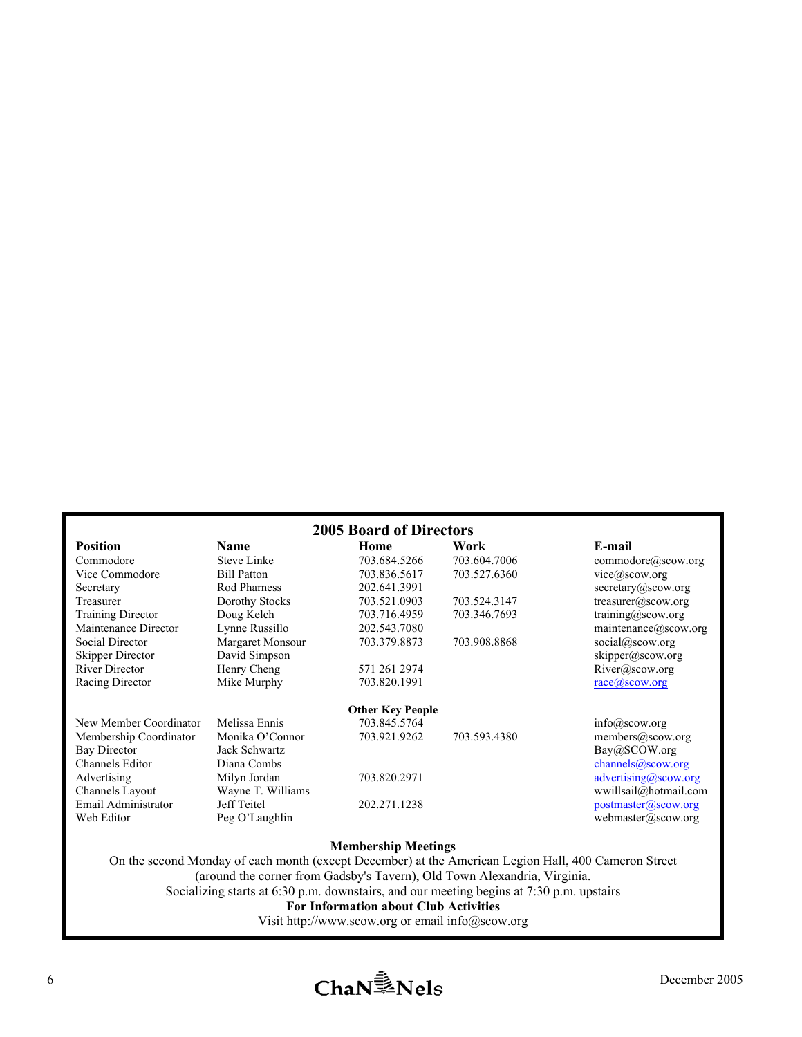## 2005 Board of Directors

| Position | Name | Home | Work | E-mail |
|---|---|---|---|---|
| Commodore | Steve Linke | 703.684.5266 | 703.604.7006 | commodore@scow.org |
| Vice Commodore | Bill Patton | 703.836.5617 | 703.527.6360 | vice@scow.org |
| Secretary | Rod Pharness | 202.641.3991 | | secretary@scow.org |
| Treasurer | Dorothy Stocks | 703.521.0903 | 703.524.3147 | treasurer@scow.org |
| Training Director | Doug Kelch | 703.716.4959 | 703.346.7693 | training@scow.org |
| Maintenance Director | Lynne Russillo | 202.543.7080 | | maintenance@scow.org |
| Social Director | Margaret Monsour | 703.379.8873 | 703.908.8868 | social@scow.org |
| Skipper Director | David Simpson | | | skipper@scow.org |
| River Director | Henry Cheng | 571 261 2974 | | River@scow.org |
| Racing Director | Mike Murphy | 703.820.1991 | | race@scow.org |
| | | **Other Key People** | | |
| New Member Coordinator | Melissa Ennis | 703.845.5764 | | info@scow.org |
| Membership Coordinator | Monika O'Connor | 703.921.9262 | 703.593.4380 | members@scow.org |
| Bay Director | Jack Schwartz | | | Bay@SCOW.org |
| Channels Editor | Diana Combs | | | channels@scow.org |
| Advertising | Milyn Jordan | 703.820.2971 | | advertising@scow.org |
| Channels Layout | Wayne T. Williams | | | wwillsail@hotmail.com |
| Email Administrator | Jeff Teitel | 202.271.1238 | | postmaster@scow.org |
| Web Editor | Peg O'Laughlin | | | webmaster@scow.org |

**Membership Meetings**

On the second Monday of each month (except December) at the American Legion Hall, 400 Cameron Street (around the corner from Gadsby's Tavern), Old Town Alexandria, Virginia.
Socializing starts at 6:30 p.m. downstairs, and our meeting begins at 7:30 p.m. upstairs

**For Information about Club Activities**

Visit http://www.scow.org or email info@scow.org